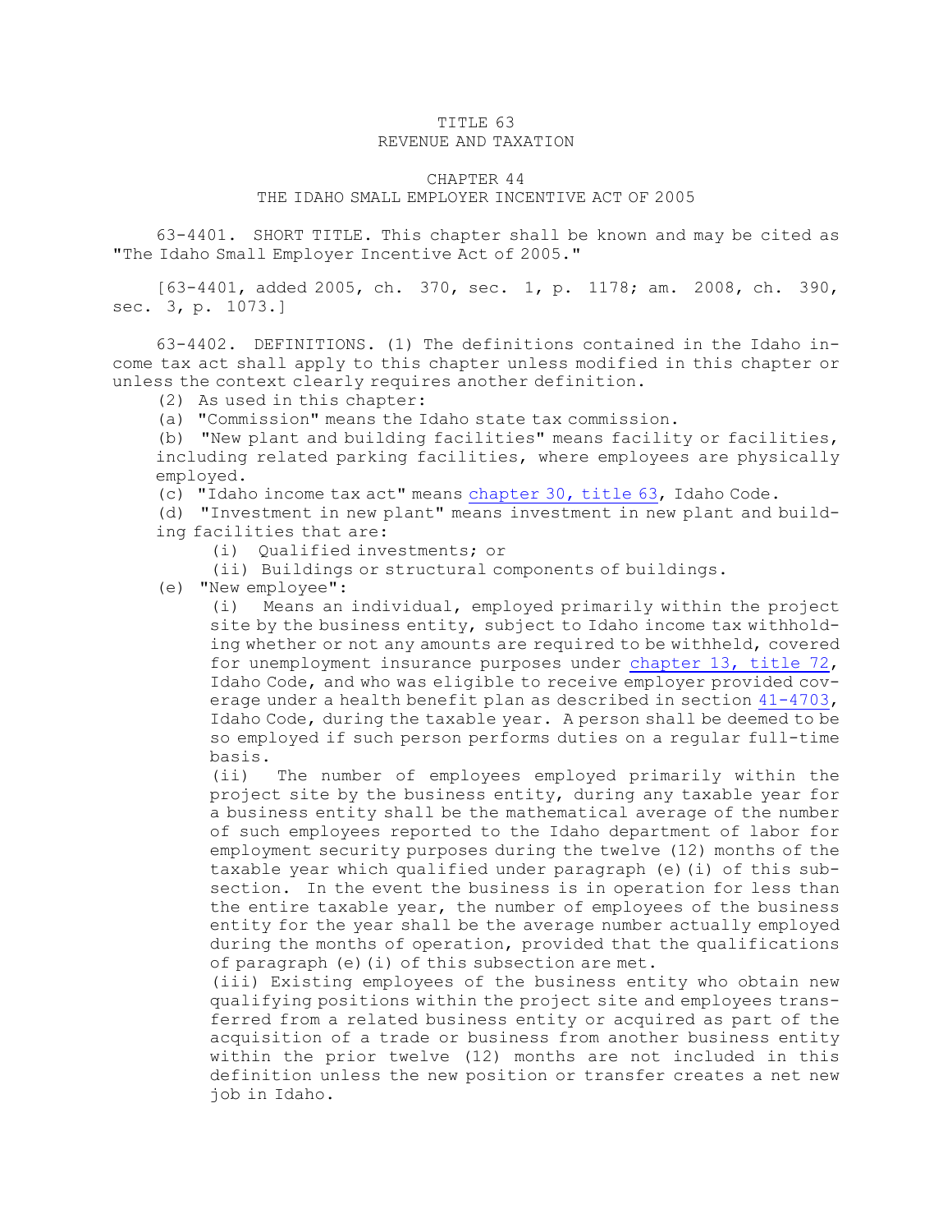# TITLE 63
# REVENUE AND TAXATION

## CHAPTER 44
## THE IDAHO SMALL EMPLOYER INCENTIVE ACT OF 2005

63-4401. SHORT TITLE. This chapter shall be known and may be cited as "The Idaho Small Employer Incentive Act of 2005."

[63-4401, added 2005, ch. 370, sec. 1, p. 1178; am. 2008, ch. 390, sec. 3, p. 1073.]

63-4402. DEFINITIONS. (1) The definitions contained in the Idaho income tax act shall apply to this chapter unless modified in this chapter or unless the context clearly requires another definition.

(2) As used in this chapter:

(a) "Commission" means the Idaho state tax commission.

(b) "New plant and building facilities" means facility or facilities, including related parking facilities, where employees are physically employed.

(c) "Idaho income tax act" means chapter 30, title 63, Idaho Code.

(d) "Investment in new plant" means investment in new plant and building facilities that are:

(i) Qualified investments; or

(ii) Buildings or structural components of buildings.

(e) "New employee":

(i) Means an individual, employed primarily within the project site by the business entity, subject to Idaho income tax withholding whether or not any amounts are required to be withheld, covered for unemployment insurance purposes under chapter 13, title 72, Idaho Code, and who was eligible to receive employer provided coverage under a health benefit plan as described in section 41-4703, Idaho Code, during the taxable year. A person shall be deemed to be so employed if such person performs duties on a regular full-time basis.

(ii) The number of employees employed primarily within the project site by the business entity, during any taxable year for a business entity shall be the mathematical average of the number of such employees reported to the Idaho department of labor for employment security purposes during the twelve (12) months of the taxable year which qualified under paragraph (e)(i) of this subsection. In the event the business is in operation for less than the entire taxable year, the number of employees of the business entity for the year shall be the average number actually employed during the months of operation, provided that the qualifications of paragraph (e)(i) of this subsection are met.

(iii) Existing employees of the business entity who obtain new qualifying positions within the project site and employees transferred from a related business entity or acquired as part of the acquisition of a trade or business from another business entity within the prior twelve (12) months are not included in this definition unless the new position or transfer creates a net new job in Idaho.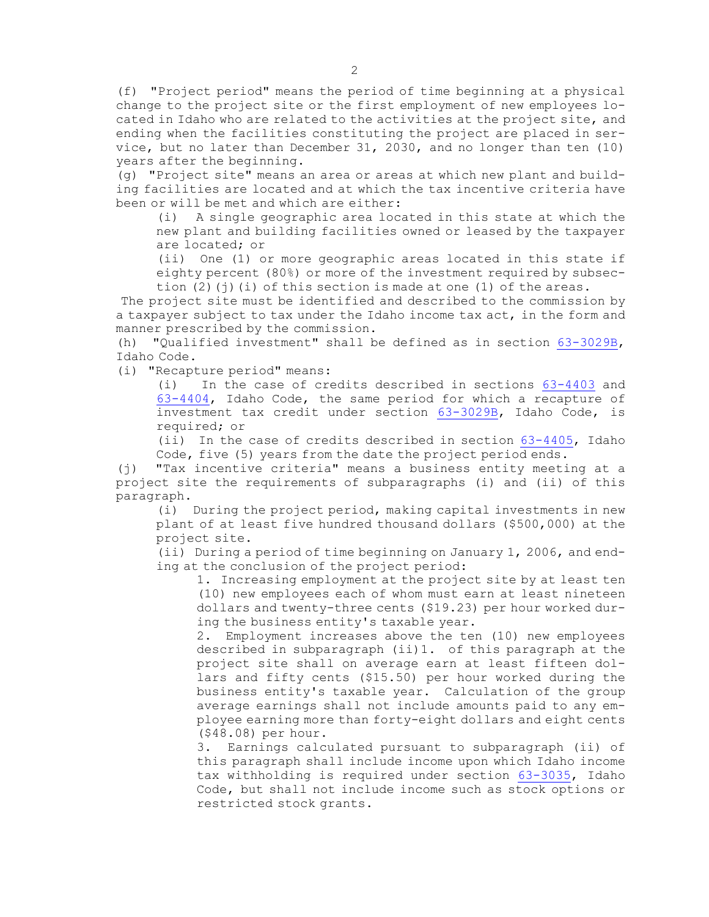(f) "Project period" means the period of time beginning at a physical change to the project site or the first employment of new employees located in Idaho who are related to the activities at the project site, and ending when the facilities constituting the project are placed in service, but no later than December 31, 2030, and no longer than ten (10) years after the beginning.

(g) "Project site" means an area or areas at which new plant and building facilities are located and at which the tax incentive criteria have been or will be met and which are either:

(i) A single geographic area located in this state at which the new plant and building facilities owned or leased by the taxpayer are located; or

(ii) One (1) or more geographic areas located in this state if eighty percent (80%) or more of the investment required by subsection (2)(j)(i) of this section is made at one (1) of the areas.

The project site must be identified and described to the commission by a taxpayer subject to tax under the Idaho income tax act, in the form and manner prescribed by the commission.

(h) "Qualified investment" shall be defined as in section 63-3029B, Idaho Code.

(i) "Recapture period" means:

(i) In the case of credits described in sections 63-4403 and 63-4404, Idaho Code, the same period for which a recapture of investment tax credit under section 63-3029B, Idaho Code, is required; or

(ii) In the case of credits described in section 63-4405, Idaho Code, five (5) years from the date the project period ends.

(j) "Tax incentive criteria" means a business entity meeting at a project site the requirements of subparagraphs (i) and (ii) of this paragraph.

(i) During the project period, making capital investments in new plant of at least five hundred thousand dollars ($500,000) at the project site.

(ii) During a period of time beginning on January 1, 2006, and ending at the conclusion of the project period:

1. Increasing employment at the project site by at least ten (10) new employees each of whom must earn at least nineteen dollars and twenty-three cents ($19.23) per hour worked during the business entity's taxable year.

2. Employment increases above the ten (10) new employees described in subparagraph (ii)1. of this paragraph at the project site shall on average earn at least fifteen dollars and fifty cents ($15.50) per hour worked during the business entity's taxable year. Calculation of the group average earnings shall not include amounts paid to any employee earning more than forty-eight dollars and eight cents ($48.08) per hour.

3. Earnings calculated pursuant to subparagraph (ii) of this paragraph shall include income upon which Idaho income tax withholding is required under section 63-3035, Idaho Code, but shall not include income such as stock options or restricted stock grants.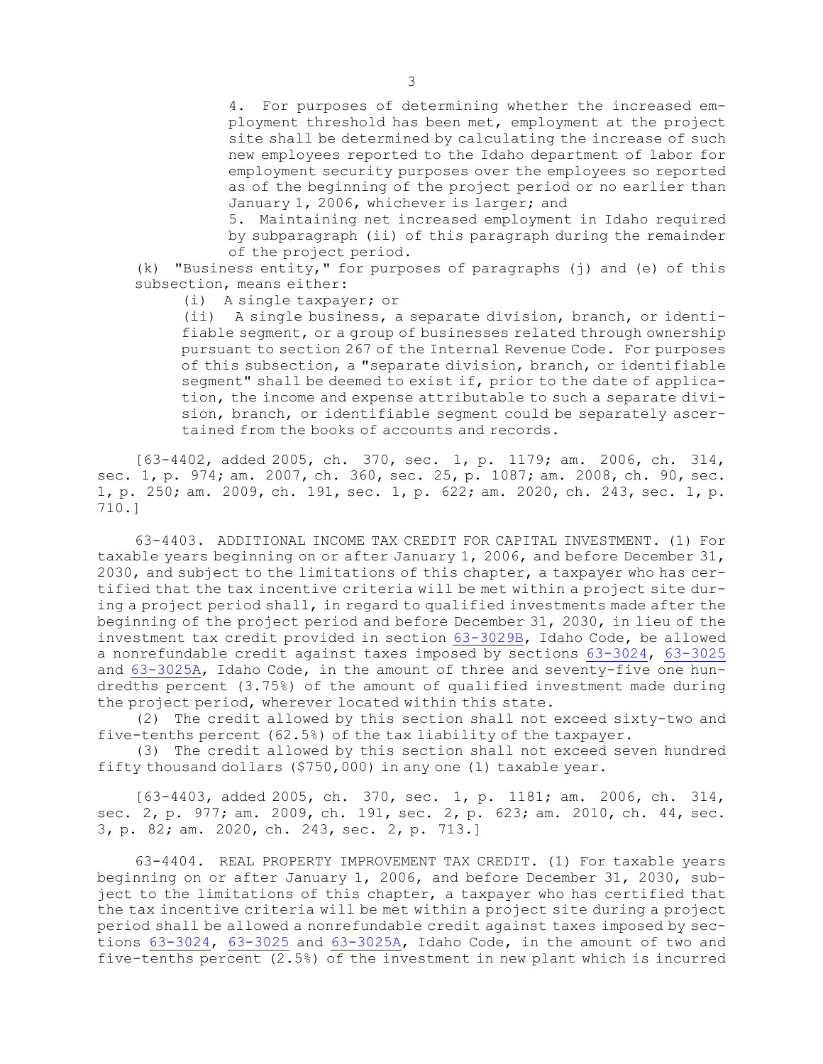4. For purposes of determining whether the increased employment threshold has been met, employment at the project site shall be determined by calculating the increase of such new employees reported to the Idaho department of labor for employment security purposes over the employees so reported as of the beginning of the project period or no earlier than January 1, 2006, whichever is larger; and

5. Maintaining net increased employment in Idaho required by subparagraph (ii) of this paragraph during the remainder of the project period.

(k) "Business entity," for purposes of paragraphs (j) and (e) of this subsection, means either:

(i) A single taxpayer; or

(ii) A single business, a separate division, branch, or identifiable segment, or a group of businesses related through ownership pursuant to section 267 of the Internal Revenue Code. For purposes of this subsection, a "separate division, branch, or identifiable segment" shall be deemed to exist if, prior to the date of application, the income and expense attributable to such a separate division, branch, or identifiable segment could be separately ascertained from the books of accounts and records.

[63-4402, added 2005, ch. 370, sec. 1, p. 1179; am. 2006, ch. 314, sec. 1, p. 974; am. 2007, ch. 360, sec. 25, p. 1087; am. 2008, ch. 90, sec. 1, p. 250; am. 2009, ch. 191, sec. 1, p. 622; am. 2020, ch. 243, sec. 1, p. 710.]

63-4403. ADDITIONAL INCOME TAX CREDIT FOR CAPITAL INVESTMENT. (1) For taxable years beginning on or after January 1, 2006, and before December 31, 2030, and subject to the limitations of this chapter, a taxpayer who has certified that the tax incentive criteria will be met within a project site during a project period shall, in regard to qualified investments made after the beginning of the project period and before December 31, 2030, in lieu of the investment tax credit provided in section 63-3029B, Idaho Code, be allowed a nonrefundable credit against taxes imposed by sections 63-3024, 63-3025 and 63-3025A, Idaho Code, in the amount of three and seventy-five one hundredths percent (3.75%) of the amount of qualified investment made during the project period, wherever located within this state.

(2) The credit allowed by this section shall not exceed sixty-two and five-tenths percent (62.5%) of the tax liability of the taxpayer.

(3) The credit allowed by this section shall not exceed seven hundred fifty thousand dollars ($750,000) in any one (1) taxable year.

[63-4403, added 2005, ch. 370, sec. 1, p. 1181; am. 2006, ch. 314, sec. 2, p. 977; am. 2009, ch. 191, sec. 2, p. 623; am. 2010, ch. 44, sec. 3, p. 82; am. 2020, ch. 243, sec. 2, p. 713.]

63-4404. REAL PROPERTY IMPROVEMENT TAX CREDIT. (1) For taxable years beginning on or after January 1, 2006, and before December 31, 2030, subject to the limitations of this chapter, a taxpayer who has certified that the tax incentive criteria will be met within a project site during a project period shall be allowed a nonrefundable credit against taxes imposed by sections 63-3024, 63-3025 and 63-3025A, Idaho Code, in the amount of two and five-tenths percent (2.5%) of the investment in new plant which is incurred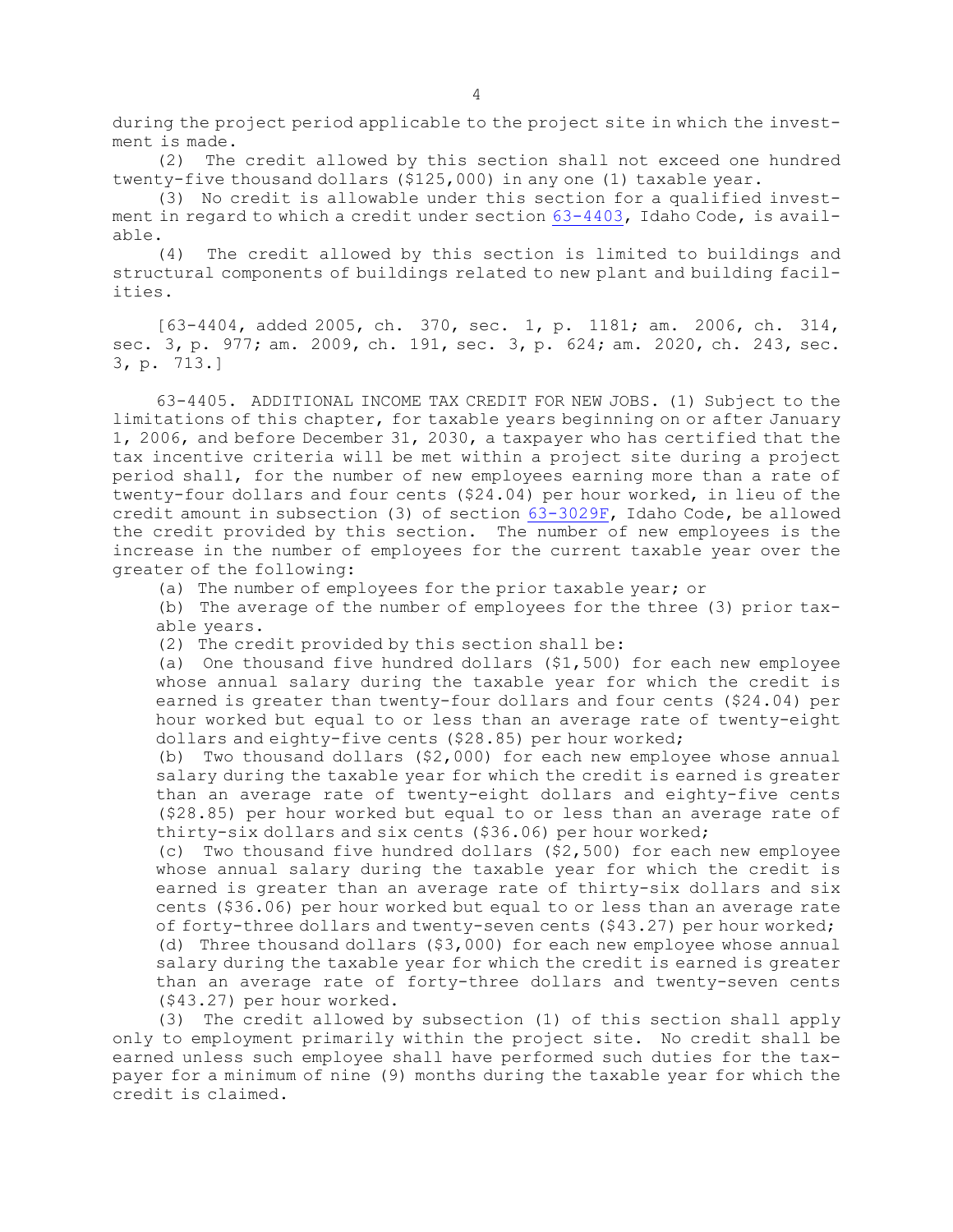during the project period applicable to the project site in which the investment is made.

(2) The credit allowed by this section shall not exceed one hundred twenty-five thousand dollars ($125,000) in any one (1) taxable year.

(3) No credit is allowable under this section for a qualified investment in regard to which a credit under section 63-4403, Idaho Code, is available.

(4) The credit allowed by this section is limited to buildings and structural components of buildings related to new plant and building facilities.

[63-4404, added 2005, ch. 370, sec. 1, p. 1181; am. 2006, ch. 314, sec. 3, p. 977; am. 2009, ch. 191, sec. 3, p. 624; am. 2020, ch. 243, sec. 3, p. 713.]

63-4405. ADDITIONAL INCOME TAX CREDIT FOR NEW JOBS. (1) Subject to the limitations of this chapter, for taxable years beginning on or after January 1, 2006, and before December 31, 2030, a taxpayer who has certified that the tax incentive criteria will be met within a project site during a project period shall, for the number of new employees earning more than a rate of twenty-four dollars and four cents ($24.04) per hour worked, in lieu of the credit amount in subsection (3) of section 63-3029F, Idaho Code, be allowed the credit provided by this section. The number of new employees is the increase in the number of employees for the current taxable year over the greater of the following:

(a) The number of employees for the prior taxable year; or

(b) The average of the number of employees for the three (3) prior taxable years.

(2) The credit provided by this section shall be:

(a) One thousand five hundred dollars ($1,500) for each new employee whose annual salary during the taxable year for which the credit is earned is greater than twenty-four dollars and four cents ($24.04) per hour worked but equal to or less than an average rate of twenty-eight dollars and eighty-five cents ($28.85) per hour worked;

(b) Two thousand dollars ($2,000) for each new employee whose annual salary during the taxable year for which the credit is earned is greater than an average rate of twenty-eight dollars and eighty-five cents ($28.85) per hour worked but equal to or less than an average rate of thirty-six dollars and six cents ($36.06) per hour worked;

(c) Two thousand five hundred dollars ($2,500) for each new employee whose annual salary during the taxable year for which the credit is earned is greater than an average rate of thirty-six dollars and six cents ($36.06) per hour worked but equal to or less than an average rate of forty-three dollars and twenty-seven cents ($43.27) per hour worked;

(d) Three thousand dollars ($3,000) for each new employee whose annual salary during the taxable year for which the credit is earned is greater than an average rate of forty-three dollars and twenty-seven cents ($43.27) per hour worked.

(3) The credit allowed by subsection (1) of this section shall apply only to employment primarily within the project site. No credit shall be earned unless such employee shall have performed such duties for the taxpayer for a minimum of nine (9) months during the taxable year for which the credit is claimed.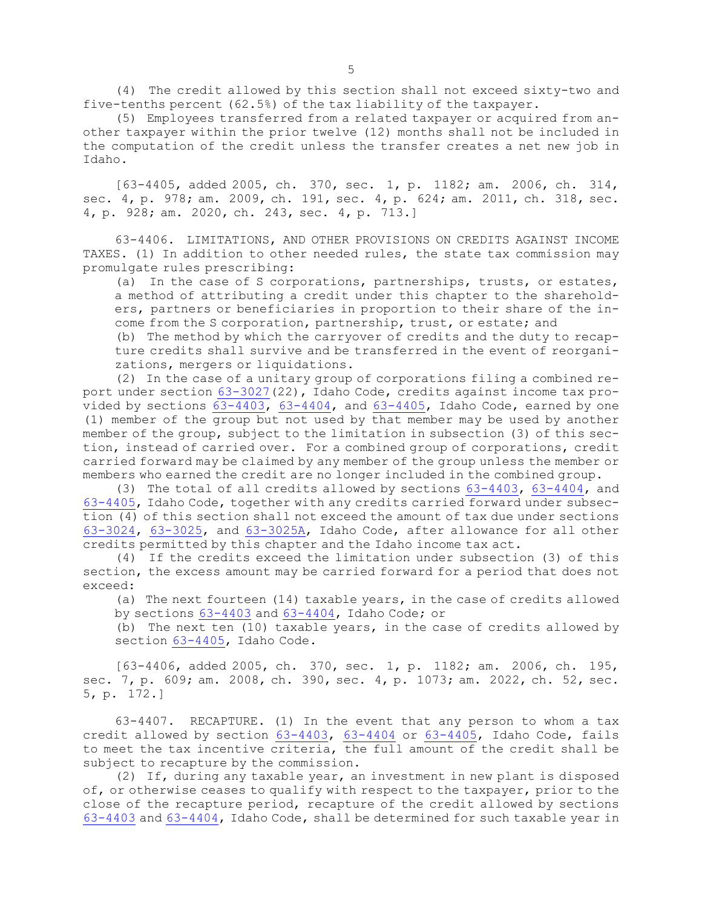(4) The credit allowed by this section shall not exceed sixty-two and five-tenths percent (62.5%) of the tax liability of the taxpayer.

(5) Employees transferred from a related taxpayer or acquired from another taxpayer within the prior twelve (12) months shall not be included in the computation of the credit unless the transfer creates a net new job in Idaho.

[63-4405, added 2005, ch. 370, sec. 1, p. 1182; am. 2006, ch. 314, sec. 4, p. 978; am. 2009, ch. 191, sec. 4, p. 624; am. 2011, ch. 318, sec. 4, p. 928; am. 2020, ch. 243, sec. 4, p. 713.]

63-4406. LIMITATIONS, AND OTHER PROVISIONS ON CREDITS AGAINST INCOME TAXES. (1) In addition to other needed rules, the state tax commission may promulgate rules prescribing:

(a) In the case of S corporations, partnerships, trusts, or estates, a method of attributing a credit under this chapter to the shareholders, partners or beneficiaries in proportion to their share of the income from the S corporation, partnership, trust, or estate; and

(b) The method by which the carryover of credits and the duty to recapture credits shall survive and be transferred in the event of reorganizations, mergers or liquidations.

(2) In the case of a unitary group of corporations filing a combined report under section 63-3027(22), Idaho Code, credits against income tax provided by sections 63-4403, 63-4404, and 63-4405, Idaho Code, earned by one (1) member of the group but not used by that member may be used by another member of the group, subject to the limitation in subsection (3) of this section, instead of carried over. For a combined group of corporations, credit carried forward may be claimed by any member of the group unless the member or members who earned the credit are no longer included in the combined group.

(3) The total of all credits allowed by sections 63-4403, 63-4404, and 63-4405, Idaho Code, together with any credits carried forward under subsection (4) of this section shall not exceed the amount of tax due under sections 63-3024, 63-3025, and 63-3025A, Idaho Code, after allowance for all other credits permitted by this chapter and the Idaho income tax act.

(4) If the credits exceed the limitation under subsection (3) of this section, the excess amount may be carried forward for a period that does not exceed:

(a) The next fourteen (14) taxable years, in the case of credits allowed by sections 63-4403 and 63-4404, Idaho Code; or

(b) The next ten (10) taxable years, in the case of credits allowed by section 63-4405, Idaho Code.

[63-4406, added 2005, ch. 370, sec. 1, p. 1182; am. 2006, ch. 195, sec. 7, p. 609; am. 2008, ch. 390, sec. 4, p. 1073; am. 2022, ch. 52, sec. 5, p. 172.]

63-4407. RECAPTURE. (1) In the event that any person to whom a tax credit allowed by section 63-4403, 63-4404 or 63-4405, Idaho Code, fails to meet the tax incentive criteria, the full amount of the credit shall be subject to recapture by the commission.

(2) If, during any taxable year, an investment in new plant is disposed of, or otherwise ceases to qualify with respect to the taxpayer, prior to the close of the recapture period, recapture of the credit allowed by sections 63-4403 and 63-4404, Idaho Code, shall be determined for such taxable year in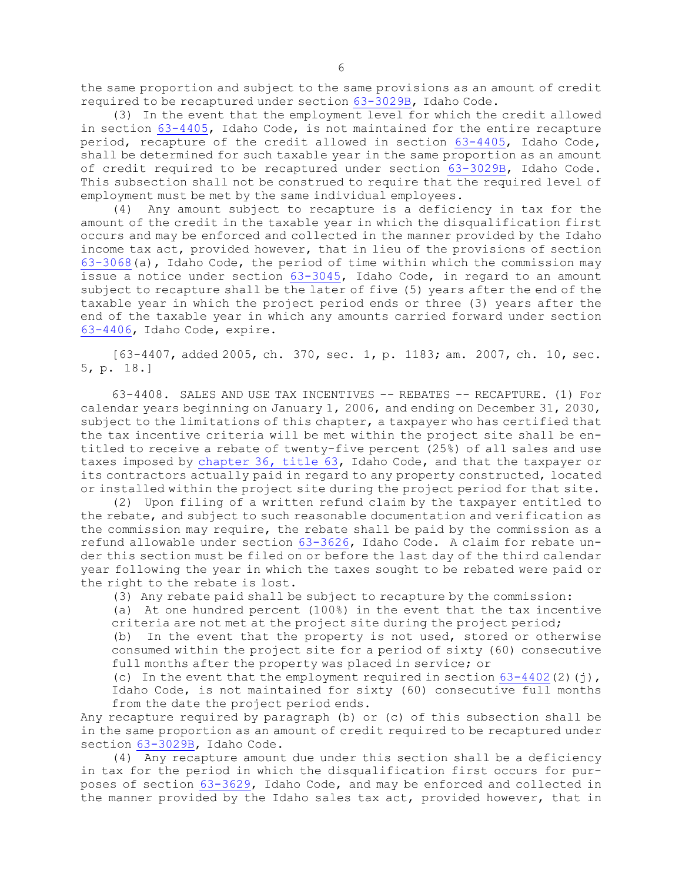the same proportion and subject to the same provisions as an amount of credit required to be recaptured under section 63-3029B, Idaho Code.

(3) In the event that the employment level for which the credit allowed in section 63-4405, Idaho Code, is not maintained for the entire recapture period, recapture of the credit allowed in section 63-4405, Idaho Code, shall be determined for such taxable year in the same proportion as an amount of credit required to be recaptured under section 63-3029B, Idaho Code. This subsection shall not be construed to require that the required level of employment must be met by the same individual employees.

(4) Any amount subject to recapture is a deficiency in tax for the amount of the credit in the taxable year in which the disqualification first occurs and may be enforced and collected in the manner provided by the Idaho income tax act, provided however, that in lieu of the provisions of section 63-3068(a), Idaho Code, the period of time within which the commission may issue a notice under section 63-3045, Idaho Code, in regard to an amount subject to recapture shall be the later of five (5) years after the end of the taxable year in which the project period ends or three (3) years after the end of the taxable year in which any amounts carried forward under section 63-4406, Idaho Code, expire.

[63-4407, added 2005, ch. 370, sec. 1, p. 1183; am. 2007, ch. 10, sec. 5, p. 18.]

63-4408. SALES AND USE TAX INCENTIVES -- REBATES -- RECAPTURE. (1) For calendar years beginning on January 1, 2006, and ending on December 31, 2030, subject to the limitations of this chapter, a taxpayer who has certified that the tax incentive criteria will be met within the project site shall be entitled to receive a rebate of twenty-five percent (25%) of all sales and use taxes imposed by chapter 36, title 63, Idaho Code, and that the taxpayer or its contractors actually paid in regard to any property constructed, located or installed within the project site during the project period for that site.

(2) Upon filing of a written refund claim by the taxpayer entitled to the rebate, and subject to such reasonable documentation and verification as the commission may require, the rebate shall be paid by the commission as a refund allowable under section 63-3626, Idaho Code. A claim for rebate under this section must be filed on or before the last day of the third calendar year following the year in which the taxes sought to be rebated were paid or the right to the rebate is lost.

(3) Any rebate paid shall be subject to recapture by the commission:

(a) At one hundred percent (100%) in the event that the tax incentive criteria are not met at the project site during the project period;

(b) In the event that the property is not used, stored or otherwise consumed within the project site for a period of sixty (60) consecutive full months after the property was placed in service; or

(c) In the event that the employment required in section 63-4402(2)(j), Idaho Code, is not maintained for sixty (60) consecutive full months from the date the project period ends.

Any recapture required by paragraph (b) or (c) of this subsection shall be in the same proportion as an amount of credit required to be recaptured under section 63-3029B, Idaho Code.

(4) Any recapture amount due under this section shall be a deficiency in tax for the period in which the disqualification first occurs for purposes of section 63-3629, Idaho Code, and may be enforced and collected in the manner provided by the Idaho sales tax act, provided however, that in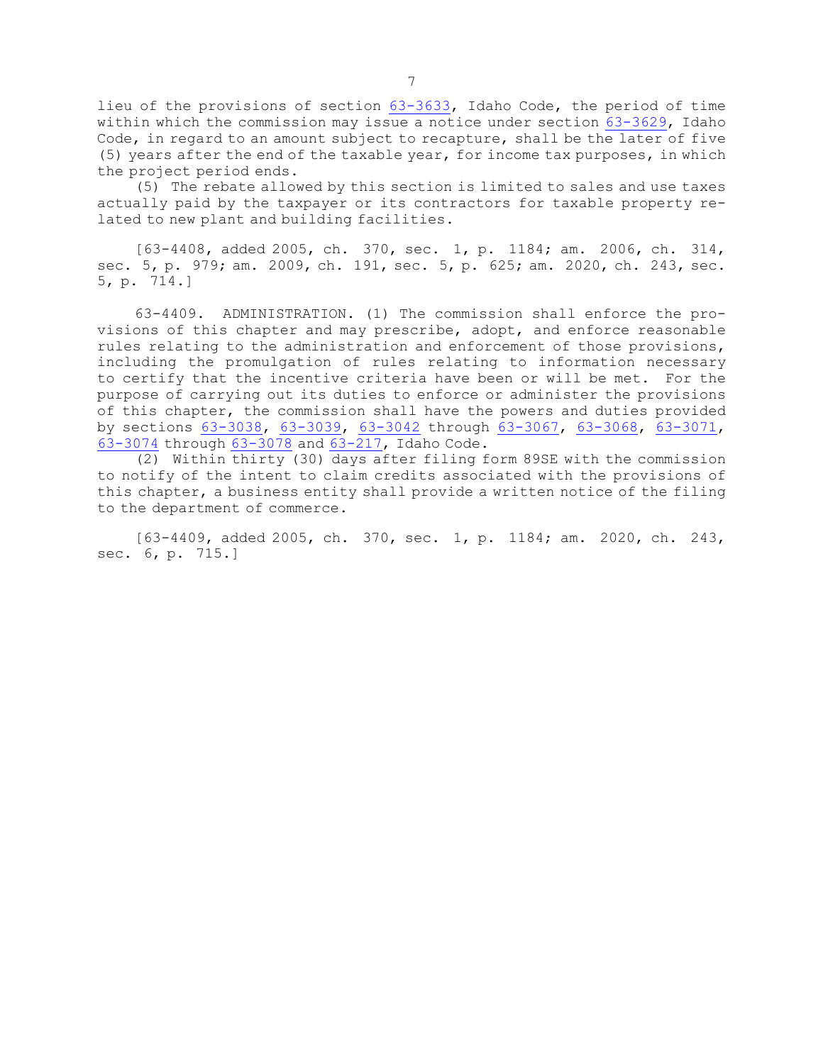lieu of the provisions of section 63-3633, Idaho Code, the period of time within which the commission may issue a notice under section 63-3629, Idaho Code, in regard to an amount subject to recapture, shall be the later of five (5) years after the end of the taxable year, for income tax purposes, in which the project period ends.

(5) The rebate allowed by this section is limited to sales and use taxes actually paid by the taxpayer or its contractors for taxable property related to new plant and building facilities.

[63-4408, added 2005, ch. 370, sec. 1, p. 1184; am. 2006, ch. 314, sec. 5, p. 979; am. 2009, ch. 191, sec. 5, p. 625; am. 2020, ch. 243, sec. 5, p. 714.]

63-4409. ADMINISTRATION. (1) The commission shall enforce the provisions of this chapter and may prescribe, adopt, and enforce reasonable rules relating to the administration and enforcement of those provisions, including the promulgation of rules relating to information necessary to certify that the incentive criteria have been or will be met. For the purpose of carrying out its duties to enforce or administer the provisions of this chapter, the commission shall have the powers and duties provided by sections 63-3038, 63-3039, 63-3042 through 63-3067, 63-3068, 63-3071, 63-3074 through 63-3078 and 63-217, Idaho Code.

(2) Within thirty (30) days after filing form 89SE with the commission to notify of the intent to claim credits associated with the provisions of this chapter, a business entity shall provide a written notice of the filing to the department of commerce.

[63-4409, added 2005, ch. 370, sec. 1, p. 1184; am. 2020, ch. 243, sec. 6, p. 715.]